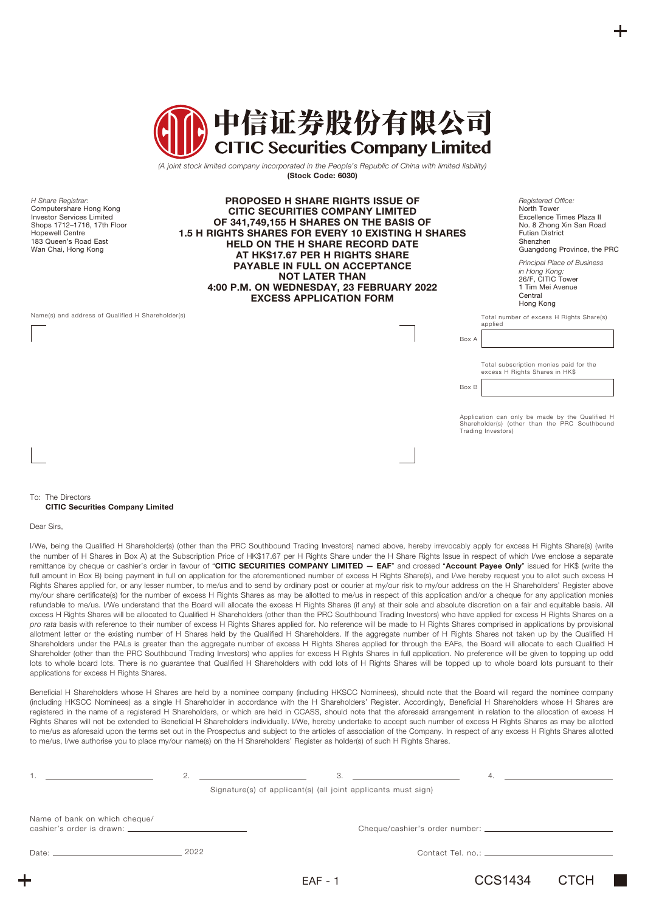# 中信证券股份有限公司
## CITIC Securities Company Limited

*(A joint stock limited company incorporated in the People's Republic of China with limited liability)*
**(Stock Code: 6030)**

*H Share Registrar:*
Computershare Hong Kong
Investor Services Limited
Shops 1712–1716, 17th Floor
Hopewell Centre
183 Queen's Road East
Wan Chai, Hong Kong

**PROPOSED H SHARE RIGHTS ISSUE OF CITIC SECURITIES COMPANY LIMITED OF 341,749,155 H SHARES ON THE BASIS OF 1.5 H RIGHTS SHARES FOR EVERY 10 EXISTING H SHARES HELD ON THE H SHARE RECORD DATE AT HK$17.67 PER H RIGHTS SHARE PAYABLE IN FULL ON ACCEPTANCE NOT LATER THAN 4:00 P.M. ON WEDNESDAY, 23 FEBRUARY 2022**
**EXCESS APPLICATION FORM**

*Registered Office:*
North Tower
Excellence Times Plaza II
No. 8 Zhong Xin San Road
Futian District
Shenzhen
Guangdong Province, the PRC

*Principal Place of Business in Hong Kong:*
26/F, CITIC Tower
1 Tim Mei Avenue
Central
Hong Kong

Name(s) and address of Qualified H Shareholder(s)

Total number of excess H Rights Share(s) applied

Box A

Total subscription monies paid for the excess H Rights Shares in HK$

Box B

Application can only be made by the Qualified H Shareholder(s) (other than the PRC Southbound Trading Investors)

To: The Directors
**CITIC Securities Company Limited**

Dear Sirs,

I/We, being the Qualified H Shareholder(s) (other than the PRC Southbound Trading Investors) named above, hereby irrevocably apply for excess H Rights Share(s) (write the number of H Shares in Box A) at the Subscription Price of HK$17.67 per H Rights Share under the H Share Rights Issue in respect of which I/we enclose a separate remittance by cheque or cashier's order in favour of "**CITIC SECURITIES COMPANY LIMITED — EAF**" and crossed "**Account Payee Only**" issued for HK$ (write the full amount in Box B) being payment in full on application for the aforementioned number of excess H Rights Share(s), and I/we hereby request you to allot such excess H Rights Shares applied for, or any lesser number, to me/us and to send by ordinary post or courier at my/our risk to my/our address on the H Shareholders' Register above my/our share certificate(s) for the number of excess H Rights Shares as may be allotted to me/us in respect of this application and/or a cheque for any application monies refundable to me/us. I/We understand that the Board will allocate the excess H Rights Shares (if any) at their sole and absolute discretion on a fair and equitable basis. All excess H Rights Shares will be allocated to Qualified H Shareholders (other than the PRC Southbound Trading Investors) who have applied for excess H Rights Shares on a *pro rata* basis with reference to their number of excess H Rights Shares applied for. No reference will be made to H Rights Shares comprised in applications by provisional allotment letter or the existing number of H Shares held by the Qualified H Shareholders. If the aggregate number of H Rights Shares not taken up by the Qualified H Shareholders under the PALs is greater than the aggregate number of excess H Rights Shares applied for through the EAFs, the Board will allocate to each Qualified H Shareholder (other than the PRC Southbound Trading Investors) who applies for excess H Rights Shares in full application. No preference will be given to topping up odd lots to whole board lots. There is no guarantee that Qualified H Shareholders with odd lots of H Rights Shares will be topped up to whole board lots pursuant to their applications for excess H Rights Shares.

Beneficial H Shareholders whose H Shares are held by a nominee company (including HKSCC Nominees), should note that the Board will regard the nominee company (including HKSCC Nominees) as a single H Shareholder in accordance with the H Shareholders' Register. Accordingly, Beneficial H Shareholders whose H Shares are registered in the name of a registered H Shareholders, or which are held in CCASS, should note that the aforesaid arrangement in relation to the allocation of excess H Rights Shares will not be extended to Beneficial H Shareholders individually. I/We, hereby undertake to accept such number of excess H Rights Shares as may be allotted to me/us as aforesaid upon the terms set out in the Prospectus and subject to the articles of association of the Company. In respect of any excess H Rights Shares allotted to me/us, I/we authorise you to place my/our name(s) on the H Shareholders' Register as holder(s) of such H Rights Shares.

1. ____________ 2. ____________ 3. ____________ 4. ____________

Signature(s) of applicant(s) (all joint applicants must sign)

Name of bank on which cheque/cashier's order is drawn: ____________

Cheque/cashier's order number: ____________

Date: ____________ 2022

Contact Tel. no.: ____________

EAF - 1

CCS1434 CTCH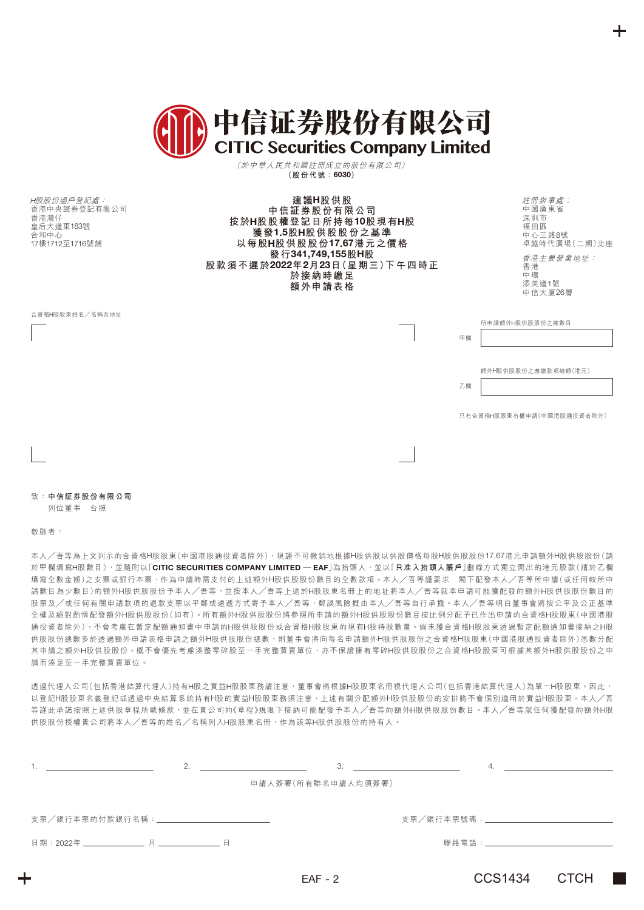# 中信证券股份有限公司
# CITIC Securities Company Limited

*（於中華人民共和國註冊成立的股份有限公司）*
**（股份代號：6030）**

*H股股份過戶登記處：*
香港中央證券登記有限公司
香港灣仔
皇后大道東183號
合和中心
17樓1712至1716號舖

**建議H股供股**
**中信証券股份有限公司**
**按於H股股權登記日所持每10股現有H股**
**獲發1.5股H股供股股份之基準**
**以每股H股供股股份17.67港元之價格**
**發行341,749,155股H股**
**股款須不遲於2022年2月23日（星期三）下午四時正**
**於接納時繳足**
**額外申請表格**

*註冊辦事處：*
中國廣東省
深圳市
福田區
中心三路8號
卓越時代廣場（二期）北座

*香港主要營業地址：*
香港
中環
添美道1號
中信大廈26層

合資格H股股東姓名／名稱及地址

| | |
|---|---|
| 甲欄 | 所申請額外H股供股股份之總數目 |
| 乙欄 | 額外H股供股股份之應繳款項總額（港元） |

只有合資格H股股東有權申請（中國港股通投資者除外）

致：**中信証券股份有限公司**
列位董事　台照

敬啟者：

本人／吾等為上文列示的合資格H股股東（中國港股通投資者除外），現謹不可撤銷地根據H股供股以供股價格每股H股供股股份17.67港元申請額外H股供股股份（請於甲欄填寫H股數目），並隨附以「**CITIC SECURITIES COMPANY LIMITED — EAF**」為抬頭人，並以「**只准入抬頭人賬戶**」劃線方式獨立開出的港元股款（請於乙欄填寫全數金額）之支票或銀行本票，作為申請時需支付的上述額外H股供股股份數目的全數款項。本人／吾等謹要求　閣下配發本人／吾等所申請（或任何較所申請數目為少數目）的額外H股供股股份予本人／吾等，並按本人／吾等上述於H股股東名冊上的地址將本人／吾等就本申請可能獲配發的額外H股供股股份數目的股票及／或任何有關申請款項的退款支票以平郵或速遞方式寄予本人／吾等，郵誤風險概由本人／吾等自行承擔。本人／吾等明白董事會將按公平及公正基準全權及絕對酌情配發額外H股供股股份（如有）。所有額外H股供股股份將參照所申請的額外H股供股股份數目按比例分配予已作出申請的合資格H股股東（中國港股通投資者除外），不會考慮在暫定配額通知書中申請的H股供股股份或合資格H股股東的現有H股持股數量。倘未獲合資格H股股東透過暫定配額通知書接納之H股供股股份總數多於透過額外申請表格申請之額外H股供股股份總數，則董事會將向每名申請額外H股供股股份之合資格H股股東（中國港股通投資者除外）悉數分配其申請之額外H股供股股份。概不會優先考慮湊整零碎股至一手完整買賣單位，亦不保證擁有零碎H股供股股份之合資格H股股東可根據其額外H股供股股份之申請而湊足至一手完整買賣單位。

透過代理人公司（包括香港結算代理人）持有H股之實益H股股東務請注意，董事會將根據H股股東名冊視代理人公司（包括香港結算代理人）為單一H股股東。因此，以登記H股股東名義登記或透過中央結算系統持有H股的實益H股股東務須注意，上述有關分配額外H股供股股份的安排將不會個別適用於實益H股股東。本人／吾等謹此承諾按照上述供股章程所載條款，並在貴公司的《章程》規限下接納可能配發予本人／吾等的額外H股供股股份數目。本人／吾等就任何獲配發的額外H股供股股份授權貴公司將本人／吾等的姓名／名稱列入H股股東名冊，作為該等H股供股股份的持有人。

1. ________________　2. ________________　3. ________________　4. ________________

申請人簽署（所有聯名申請人均須簽署）

支票／銀行本票的付款銀行名稱：________________　支票／銀行本票號碼：________________

日期：2022年 ________ 月 ________ 日　聯絡電話：________________

EAF - 2

CCS1434　CTCH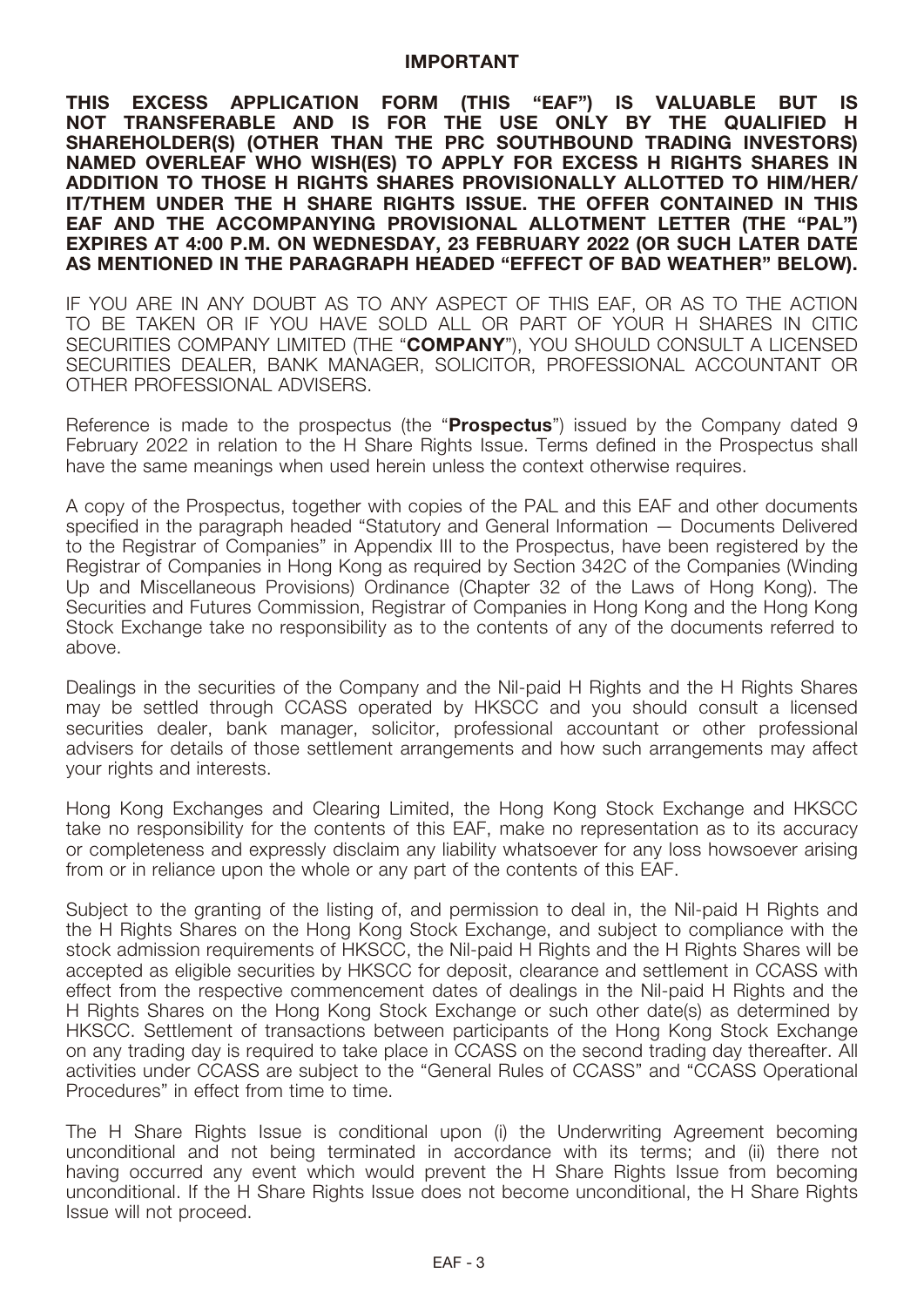# IMPORTANT

**THIS EXCESS APPLICATION FORM (THIS "EAF") IS VALUABLE BUT IS NOT TRANSFERABLE AND IS FOR THE USE ONLY BY THE QUALIFIED H SHAREHOLDER(S) (OTHER THAN THE PRC SOUTHBOUND TRADING INVESTORS) NAMED OVERLEAF WHO WISH(ES) TO APPLY FOR EXCESS H RIGHTS SHARES IN ADDITION TO THOSE H RIGHTS SHARES PROVISIONALLY ALLOTTED TO HIM/HER/IT/THEM UNDER THE H SHARE RIGHTS ISSUE. THE OFFER CONTAINED IN THIS EAF AND THE ACCOMPANYING PROVISIONAL ALLOTMENT LETTER (THE "PAL") EXPIRES AT 4:00 P.M. ON WEDNESDAY, 23 FEBRUARY 2022 (OR SUCH LATER DATE AS MENTIONED IN THE PARAGRAPH HEADED "EFFECT OF BAD WEATHER" BELOW).**

IF YOU ARE IN ANY DOUBT AS TO ANY ASPECT OF THIS EAF, OR AS TO THE ACTION TO BE TAKEN OR IF YOU HAVE SOLD ALL OR PART OF YOUR H SHARES IN CITIC SECURITIES COMPANY LIMITED (THE "**COMPANY**"), YOU SHOULD CONSULT A LICENSED SECURITIES DEALER, BANK MANAGER, SOLICITOR, PROFESSIONAL ACCOUNTANT OR OTHER PROFESSIONAL ADVISERS.

Reference is made to the prospectus (the "**Prospectus**") issued by the Company dated 9 February 2022 in relation to the H Share Rights Issue. Terms defined in the Prospectus shall have the same meanings when used herein unless the context otherwise requires.

A copy of the Prospectus, together with copies of the PAL and this EAF and other documents specified in the paragraph headed "Statutory and General Information — Documents Delivered to the Registrar of Companies" in Appendix III to the Prospectus, have been registered by the Registrar of Companies in Hong Kong as required by Section 342C of the Companies (Winding Up and Miscellaneous Provisions) Ordinance (Chapter 32 of the Laws of Hong Kong). The Securities and Futures Commission, Registrar of Companies in Hong Kong and the Hong Kong Stock Exchange take no responsibility as to the contents of any of the documents referred to above.

Dealings in the securities of the Company and the Nil-paid H Rights and the H Rights Shares may be settled through CCASS operated by HKSCC and you should consult a licensed securities dealer, bank manager, solicitor, professional accountant or other professional advisers for details of those settlement arrangements and how such arrangements may affect your rights and interests.

Hong Kong Exchanges and Clearing Limited, the Hong Kong Stock Exchange and HKSCC take no responsibility for the contents of this EAF, make no representation as to its accuracy or completeness and expressly disclaim any liability whatsoever for any loss howsoever arising from or in reliance upon the whole or any part of the contents of this EAF.

Subject to the granting of the listing of, and permission to deal in, the Nil-paid H Rights and the H Rights Shares on the Hong Kong Stock Exchange, and subject to compliance with the stock admission requirements of HKSCC, the Nil-paid H Rights and the H Rights Shares will be accepted as eligible securities by HKSCC for deposit, clearance and settlement in CCASS with effect from the respective commencement dates of dealings in the Nil-paid H Rights and the H Rights Shares on the Hong Kong Stock Exchange or such other date(s) as determined by HKSCC. Settlement of transactions between participants of the Hong Kong Stock Exchange on any trading day is required to take place in CCASS on the second trading day thereafter. All activities under CCASS are subject to the "General Rules of CCASS" and "CCASS Operational Procedures" in effect from time to time.

The H Share Rights Issue is conditional upon (i) the Underwriting Agreement becoming unconditional and not being terminated in accordance with its terms; and (ii) there not having occurred any event which would prevent the H Share Rights Issue from becoming unconditional. If the H Share Rights Issue does not become unconditional, the H Share Rights Issue will not proceed.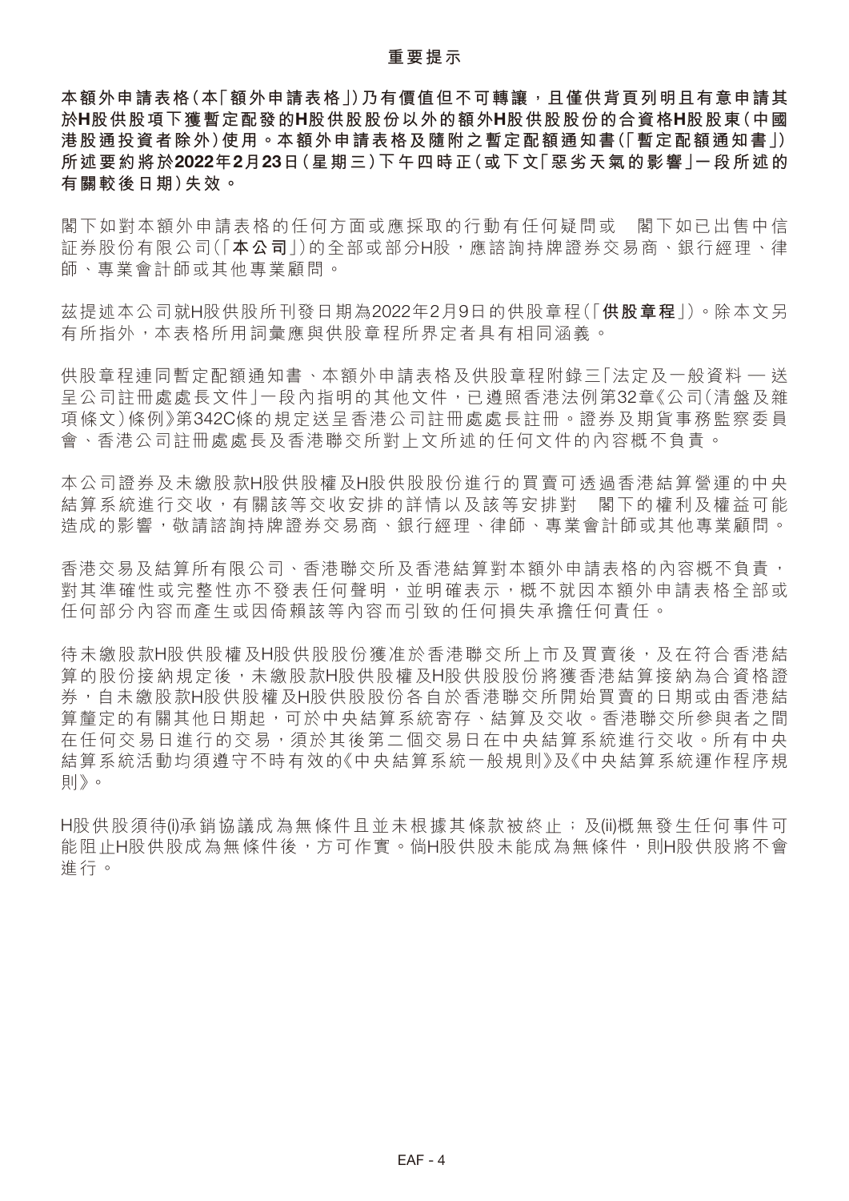## 重要提示

**本額外申請表格(本「額外申請表格」)乃有價值但不可轉讓，且僅供背頁列明且有意申請其於H股供股項下獲暫定配發的H股供股股份以外的額外H股供股股份的合資格H股股東(中國港股通投資者除外)使用。本額外申請表格及隨附之暫定配額通知書(「暫定配額通知書」)所述要約將於2022年2月23日(星期三)下午四時正(或下文「惡劣天氣的影響」一段所述的有關較後日期)失效。**

閣下如對本額外申請表格的任何方面或應採取的行動有任何疑問或　閣下如已出售中信証券股份有限公司(「**本公司**」)的全部或部分H股，應諮詢持牌證券交易商、銀行經理、律師、專業會計師或其他專業顧問。

茲提述本公司就H股供股所刊發日期為2022年2月9日的供股章程(「**供股章程**」)。除本文另有所指外，本表格所用詞彙應與供股章程所界定者具有相同涵義。

供股章程連同暫定配額通知書、本額外申請表格及供股章程附錄三「法定及一般資料 — 送呈公司註冊處處長文件」一段內指明的其他文件，已遵照香港法例第32章《公司(清盤及雜項條文)條例》第342C條的規定送呈香港公司註冊處處長註冊。證券及期貨事務監察委員會、香港公司註冊處處長及香港聯交所對上文所述的任何文件的內容概不負責。

本公司證券及未繳股款H股供股權及H股供股股份進行的買賣可透過香港結算營運的中央結算系統進行交收，有關該等交收安排的詳情以及該等安排對　閣下的權利及權益可能造成的影響，敬請諮詢持牌證券交易商、銀行經理、律師、專業會計師或其他專業顧問。

香港交易及結算所有限公司、香港聯交所及香港結算對本額外申請表格的內容概不負責，對其準確性或完整性亦不發表任何聲明，並明確表示，概不就因本額外申請表格全部或任何部分內容而產生或因倚賴該等內容而引致的任何損失承擔任何責任。

待未繳股款H股供股權及H股供股股份獲准於香港聯交所上市及買賣後，及在符合香港結算的股份接納規定後，未繳股款H股供股權及H股供股股份將獲香港結算接納為合資格證券，自未繳股款H股供股權及H股供股股份各自於香港聯交所開始買賣的日期或由香港結算釐定的有關其他日期起，可於中央結算系統寄存、結算及交收。香港聯交所參與者之間在任何交易日進行的交易，須於其後第二個交易日在中央結算系統進行交收。所有中央結算系統活動均須遵守不時有效的《中央結算系統一般規則》及《中央結算系統運作程序規則》。

H股供股須待(i)承銷協議成為無條件且並未根據其條款被終止；及(ii)概無發生任何事件可能阻止H股供股成為無條件後，方可作實。倘H股供股未能成為無條件，則H股供股將不會進行。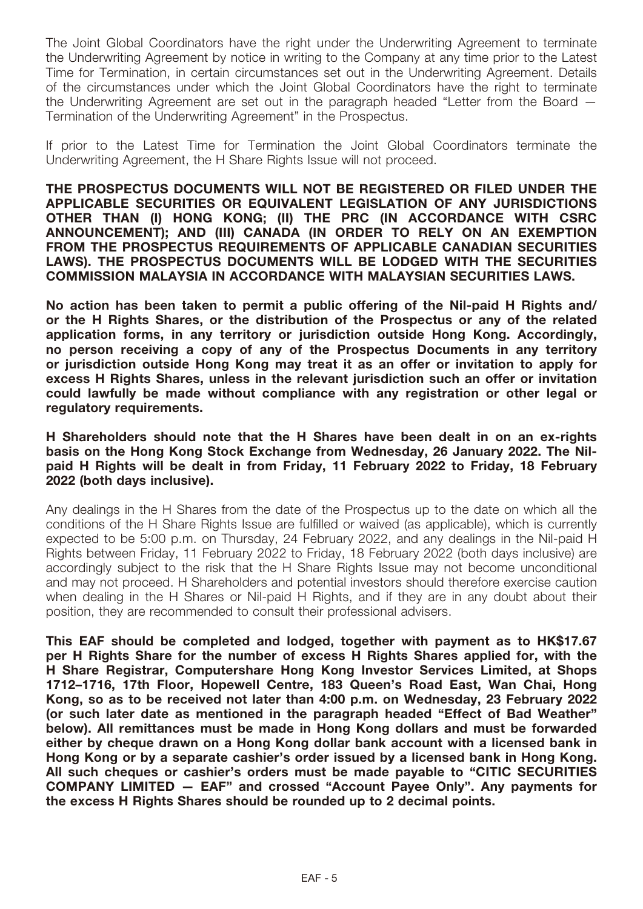The Joint Global Coordinators have the right under the Underwriting Agreement to terminate the Underwriting Agreement by notice in writing to the Company at any time prior to the Latest Time for Termination, in certain circumstances set out in the Underwriting Agreement. Details of the circumstances under which the Joint Global Coordinators have the right to terminate the Underwriting Agreement are set out in the paragraph headed "Letter from the Board — Termination of the Underwriting Agreement" in the Prospectus.

If prior to the Latest Time for Termination the Joint Global Coordinators terminate the Underwriting Agreement, the H Share Rights Issue will not proceed.

**THE PROSPECTUS DOCUMENTS WILL NOT BE REGISTERED OR FILED UNDER THE APPLICABLE SECURITIES OR EQUIVALENT LEGISLATION OF ANY JURISDICTIONS OTHER THAN (I) HONG KONG; (II) THE PRC (IN ACCORDANCE WITH CSRC ANNOUNCEMENT); AND (III) CANADA (IN ORDER TO RELY ON AN EXEMPTION FROM THE PROSPECTUS REQUIREMENTS OF APPLICABLE CANADIAN SECURITIES LAWS). THE PROSPECTUS DOCUMENTS WILL BE LODGED WITH THE SECURITIES COMMISSION MALAYSIA IN ACCORDANCE WITH MALAYSIAN SECURITIES LAWS.**

**No action has been taken to permit a public offering of the Nil-paid H Rights and/or the H Rights Shares, or the distribution of the Prospectus or any of the related application forms, in any territory or jurisdiction outside Hong Kong. Accordingly, no person receiving a copy of any of the Prospectus Documents in any territory or jurisdiction outside Hong Kong may treat it as an offer or invitation to apply for excess H Rights Shares, unless in the relevant jurisdiction such an offer or invitation could lawfully be made without compliance with any registration or other legal or regulatory requirements.**

**H Shareholders should note that the H Shares have been dealt in on an ex-rights basis on the Hong Kong Stock Exchange from Wednesday, 26 January 2022. The Nil-paid H Rights will be dealt in from Friday, 11 February 2022 to Friday, 18 February 2022 (both days inclusive).**

Any dealings in the H Shares from the date of the Prospectus up to the date on which all the conditions of the H Share Rights Issue are fulfilled or waived (as applicable), which is currently expected to be 5:00 p.m. on Thursday, 24 February 2022, and any dealings in the Nil-paid H Rights between Friday, 11 February 2022 to Friday, 18 February 2022 (both days inclusive) are accordingly subject to the risk that the H Share Rights Issue may not become unconditional and may not proceed. H Shareholders and potential investors should therefore exercise caution when dealing in the H Shares or Nil-paid H Rights, and if they are in any doubt about their position, they are recommended to consult their professional advisers.

**This EAF should be completed and lodged, together with payment as to HK$17.67 per H Rights Share for the number of excess H Rights Shares applied for, with the H Share Registrar, Computershare Hong Kong Investor Services Limited, at Shops 1712–1716, 17th Floor, Hopewell Centre, 183 Queen's Road East, Wan Chai, Hong Kong, so as to be received not later than 4:00 p.m. on Wednesday, 23 February 2022 (or such later date as mentioned in the paragraph headed "Effect of Bad Weather" below). All remittances must be made in Hong Kong dollars and must be forwarded either by cheque drawn on a Hong Kong dollar bank account with a licensed bank in Hong Kong or by a separate cashier's order issued by a licensed bank in Hong Kong. All such cheques or cashier's orders must be made payable to "CITIC SECURITIES COMPANY LIMITED — EAF" and crossed "Account Payee Only". Any payments for the excess H Rights Shares should be rounded up to 2 decimal points.**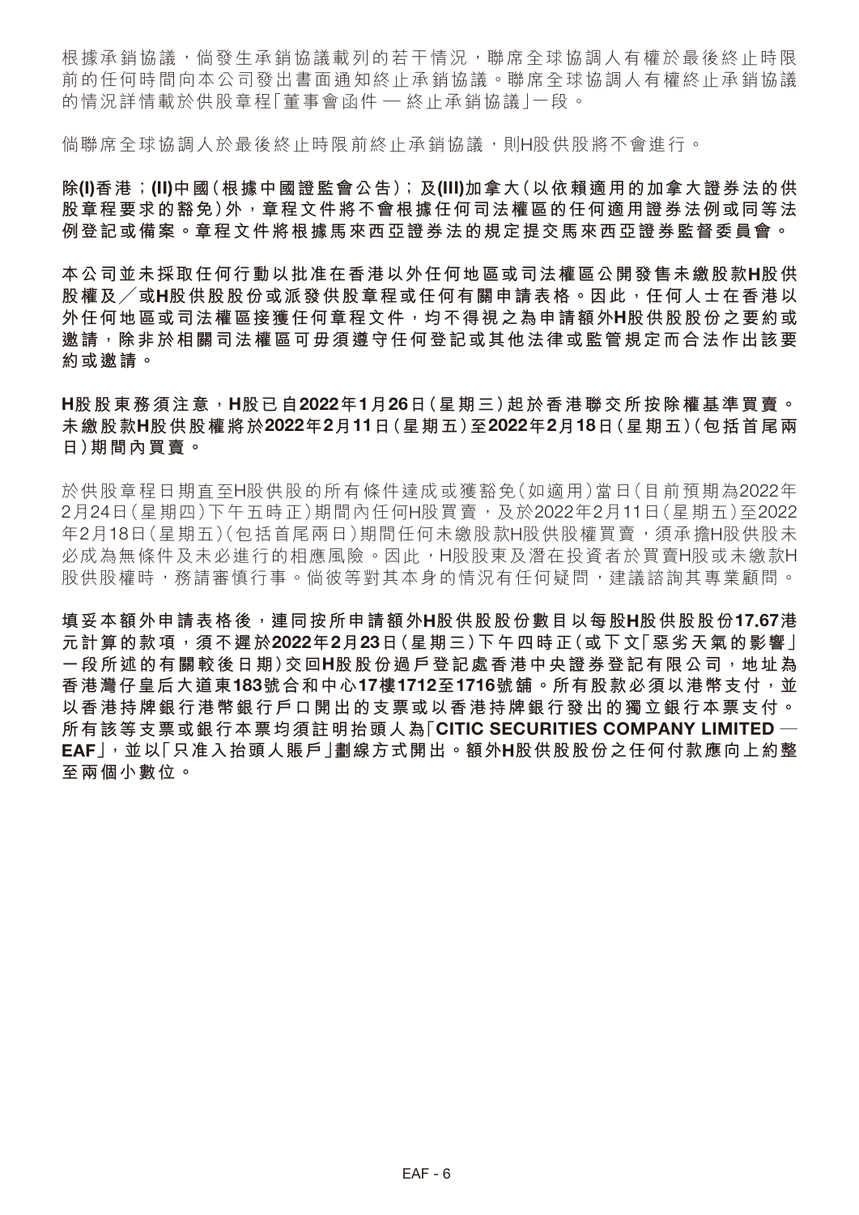根據承銷協議，倘發生承銷協議載列的若干情況，聯席全球協調人有權於最後終止時限前的任何時間向本公司發出書面通知終止承銷協議。聯席全球協調人有權終止承銷協議的情況詳情載於供股章程「董事會函件 — 終止承銷協議」一段。

倘聯席全球協調人於最後終止時限前終止承銷協議，則H股供股將不會進行。

**除(I)香港；(II)中國(根據中國證監會公告)；及(III)加拿大(以依賴適用的加拿大證券法的供股章程要求的豁免)外，章程文件將不會根據任何司法權區的任何適用證券法例或同等法例登記或備案。章程文件將根據馬來西亞證券法的規定提交馬來西亞證券監督委員會。**

**本公司並未採取任何行動以批准在香港以外任何地區或司法權區公開發售未繳股款H股供股權及／或H股供股股份或派發供股章程或任何有關申請表格。因此，任何人士在香港以外任何地區或司法權區接獲任何章程文件，均不得視之為申請額外H股供股股份之要約或邀請，除非於相關司法權區可毋須遵守任何登記或其他法律或監管規定而合法作出該要約或邀請。**

**H股股東務須注意，H股已自2022年1月26日(星期三)起於香港聯交所按除權基準買賣。未繳股款H股供股權將於2022年2月11日(星期五)至2022年2月18日(星期五)(包括首尾兩日)期間內買賣。**

於供股章程日期直至H股供股的所有條件達成或獲豁免(如適用)當日(目前預期為2022年2月24日(星期四)下午五時正)期間內任何H股買賣，及於2022年2月11日(星期五)至2022年2月18日(星期五)(包括首尾兩日)期間任何未繳股款H股供股權買賣，須承擔H股供股未必成為無條件及未必進行的相應風險。因此，H股股東及潛在投資者於買賣H股或未繳款H股供股權時，務請審慎行事。倘彼等對其本身的情況有任何疑問，建議諮詢其專業顧問。

**填妥本額外申請表格後，連同按所申請額外H股供股股份數目以每股H股供股股份17.67港元計算的款項，須不遲於2022年2月23日(星期三)下午四時正(或下文「惡劣天氣的影響」一段所述的有關較後日期)交回H股股份過戶登記處香港中央證券登記有限公司，地址為香港灣仔皇后大道東183號合和中心17樓1712至1716號舖。所有股款必須以港幣支付，並以香港持牌銀行港幣銀行戶口開出的支票或以香港持牌銀行發出的獨立銀行本票支付。所有該等支票或銀行本票均須註明抬頭人為「CITIC SECURITIES COMPANY LIMITED — EAF」，並以「只准入抬頭人賬戶」劃線方式開出。額外H股供股股份之任何付款應向上約整至兩個小數位。**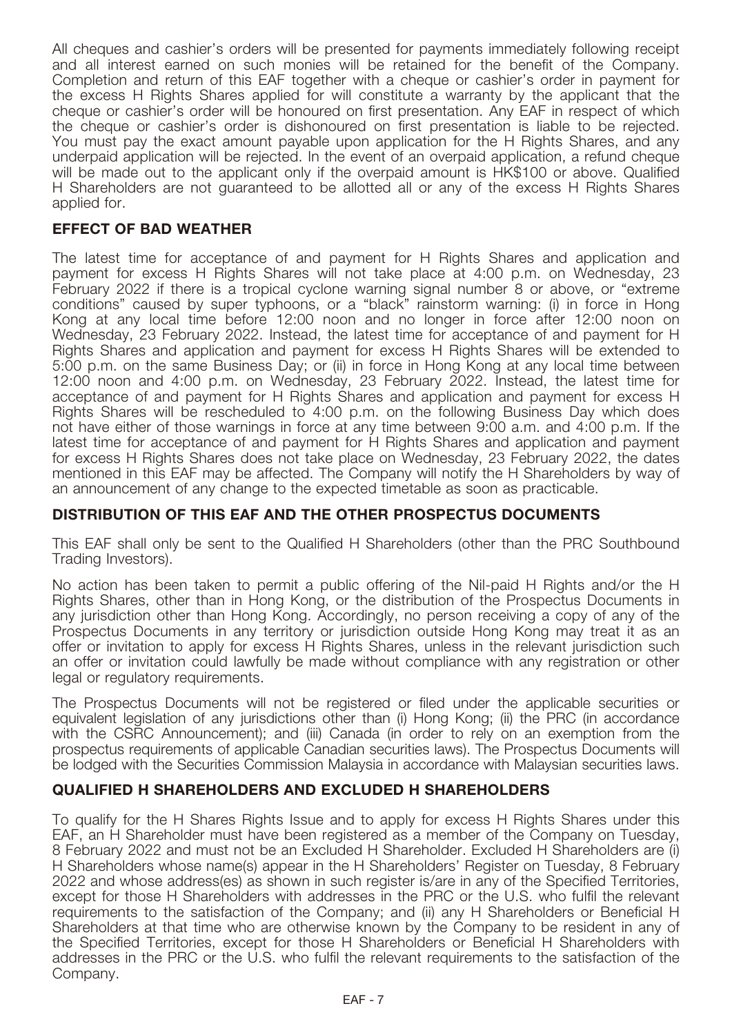All cheques and cashier's orders will be presented for payments immediately following receipt and all interest earned on such monies will be retained for the benefit of the Company. Completion and return of this EAF together with a cheque or cashier's order in payment for the excess H Rights Shares applied for will constitute a warranty by the applicant that the cheque or cashier's order will be honoured on first presentation. Any EAF in respect of which the cheque or cashier's order is dishonoured on first presentation is liable to be rejected. You must pay the exact amount payable upon application for the H Rights Shares, and any underpaid application will be rejected. In the event of an overpaid application, a refund cheque will be made out to the applicant only if the overpaid amount is HK$100 or above. Qualified H Shareholders are not guaranteed to be allotted all or any of the excess H Rights Shares applied for.

## EFFECT OF BAD WEATHER

The latest time for acceptance of and payment for H Rights Shares and application and payment for excess H Rights Shares will not take place at 4:00 p.m. on Wednesday, 23 February 2022 if there is a tropical cyclone warning signal number 8 or above, or "extreme conditions" caused by super typhoons, or a "black" rainstorm warning: (i) in force in Hong Kong at any local time before 12:00 noon and no longer in force after 12:00 noon on Wednesday, 23 February 2022. Instead, the latest time for acceptance of and payment for H Rights Shares and application and payment for excess H Rights Shares will be extended to 5:00 p.m. on the same Business Day; or (ii) in force in Hong Kong at any local time between 12:00 noon and 4:00 p.m. on Wednesday, 23 February 2022. Instead, the latest time for acceptance of and payment for H Rights Shares and application and payment for excess H Rights Shares will be rescheduled to 4:00 p.m. on the following Business Day which does not have either of those warnings in force at any time between 9:00 a.m. and 4:00 p.m. If the latest time for acceptance of and payment for H Rights Shares and application and payment for excess H Rights Shares does not take place on Wednesday, 23 February 2022, the dates mentioned in this EAF may be affected. The Company will notify the H Shareholders by way of an announcement of any change to the expected timetable as soon as practicable.

## DISTRIBUTION OF THIS EAF AND THE OTHER PROSPECTUS DOCUMENTS

This EAF shall only be sent to the Qualified H Shareholders (other than the PRC Southbound Trading Investors).

No action has been taken to permit a public offering of the Nil-paid H Rights and/or the H Rights Shares, other than in Hong Kong, or the distribution of the Prospectus Documents in any jurisdiction other than Hong Kong. Accordingly, no person receiving a copy of any of the Prospectus Documents in any territory or jurisdiction outside Hong Kong may treat it as an offer or invitation to apply for excess H Rights Shares, unless in the relevant jurisdiction such an offer or invitation could lawfully be made without compliance with any registration or other legal or regulatory requirements.

The Prospectus Documents will not be registered or filed under the applicable securities or equivalent legislation of any jurisdictions other than (i) Hong Kong; (ii) the PRC (in accordance with the CSRC Announcement); and (iii) Canada (in order to rely on an exemption from the prospectus requirements of applicable Canadian securities laws). The Prospectus Documents will be lodged with the Securities Commission Malaysia in accordance with Malaysian securities laws.

## QUALIFIED H SHAREHOLDERS AND EXCLUDED H SHAREHOLDERS

To qualify for the H Shares Rights Issue and to apply for excess H Rights Shares under this EAF, an H Shareholder must have been registered as a member of the Company on Tuesday, 8 February 2022 and must not be an Excluded H Shareholder. Excluded H Shareholders are (i) H Shareholders whose name(s) appear in the H Shareholders' Register on Tuesday, 8 February 2022 and whose address(es) as shown in such register is/are in any of the Specified Territories, except for those H Shareholders with addresses in the PRC or the U.S. who fulfil the relevant requirements to the satisfaction of the Company; and (ii) any H Shareholders or Beneficial H Shareholders at that time who are otherwise known by the Company to be resident in any of the Specified Territories, except for those H Shareholders or Beneficial H Shareholders with addresses in the PRC or the U.S. who fulfil the relevant requirements to the satisfaction of the Company.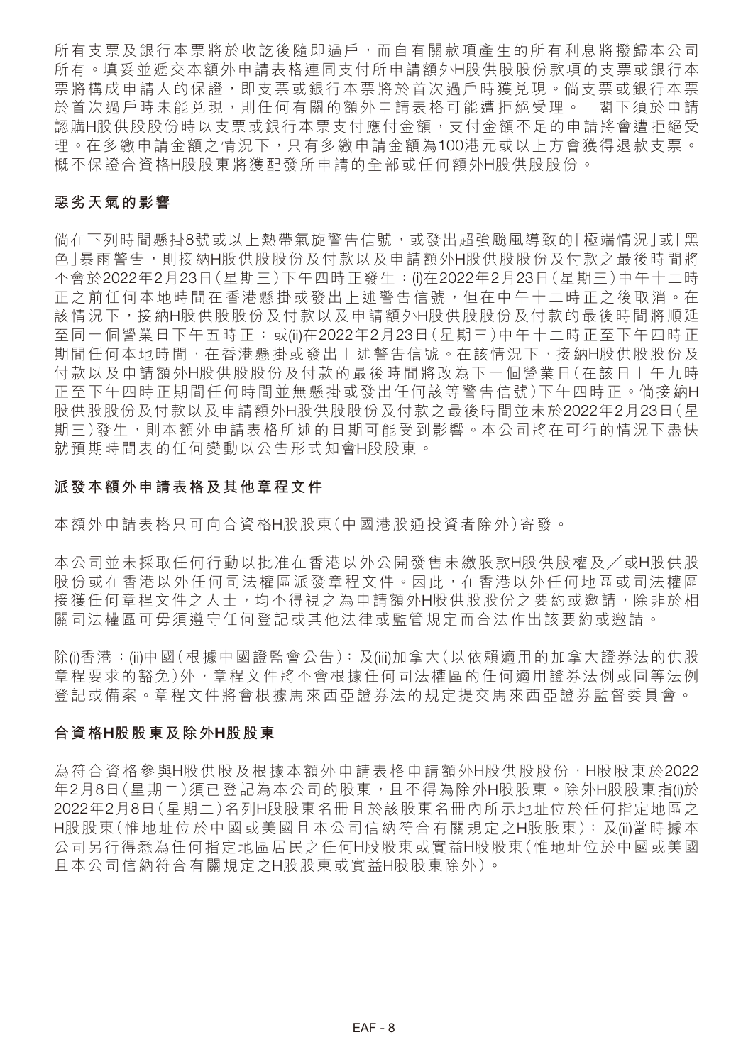所有支票及銀行本票將於收訖後隨即過戶，而自有關款項產生的所有利息將撥歸本公司所有。填妥並遞交本額外申請表格連同支付所申請額外H股供股股份款項的支票或銀行本票將構成申請人的保證，即支票或銀行本票將於首次過戶時獲兌現。倘支票或銀行本票於首次過戶時未能兌現，則任何有關的額外申請表格可能遭拒絕受理。 閣下須於申請認購H股供股股份時以支票或銀行本票支付應付金額，支付金額不足的申請將會遭拒絕受理。在多繳申請金額之情況下，只有多繳申請金額為100港元或以上方會獲得退款支票。概不保證合資格H股股東將獲配發所申請的全部或任何額外H股供股股份。

## 惡劣天氣的影響

倘在下列時間懸掛8號或以上熱帶氣旋警告信號，或發出超強颱風導致的「極端情況」或「黑色」暴雨警告，則接納H股供股股份及付款以及申請額外H股供股股份及付款之最後時間將不會於2022年2月23日（星期三）下午四時正發生：(i)在2022年2月23日（星期三）中午十二時正之前任何本地時間在香港懸掛或發出上述警告信號，但在中午十二時正之後取消。在該情況下，接納H股供股股份及付款以及申請額外H股供股股份及付款的最後時間將順延至同一個營業日下午五時正；或(ii)在2022年2月23日（星期三）中午十二時正至下午四時正期間任何本地時間，在香港懸掛或發出上述警告信號。在該情況下，接納H股供股股份及付款以及申請額外H股供股股份及付款的最後時間將改為下一個營業日（在該日上午九時正至下午四時正期間任何時間並無懸掛或發出任何該等警告信號）下午四時正。倘接納H股供股股份及付款以及申請額外H股供股股份及付款之最後時間並未於2022年2月23日（星期三）發生，則本額外申請表格所述的日期可能受到影響。本公司將在可行的情況下盡快就預期時間表的任何變動以公告形式知會H股股東。

## 派發本額外申請表格及其他章程文件

本額外申請表格只可向合資格H股股東（中國港股通投資者除外）寄發。

本公司並未採取任何行動以批准在香港以外公開發售未繳股款H股供股權及／或H股供股股份或在香港以外任何司法權區派發章程文件。因此，在香港以外任何地區或司法權區接獲任何章程文件之人士，均不得視之為申請額外H股供股股份之要約或邀請，除非於相關司法權區可毋須遵守任何登記或其他法律或監管規定而合法作出該要約或邀請。

除(i)香港；(ii)中國（根據中國證監會公告）；及(iii)加拿大（以依賴適用的加拿大證券法的供股章程要求的豁免）外，章程文件將不會根據任何司法權區的任何適用證券法例或同等法例登記或備案。章程文件將會根據馬來西亞證券法的規定提交馬來西亞證券監督委員會。

## 合資格H股股東及除外H股股東

為符合資格參與H股供股及根據本額外申請表格申請額外H股供股股份，H股股東於2022年2月8日（星期二）須已登記為本公司的股東，且不得為除外H股股東。除外H股股東指(i)於2022年2月8日（星期二）名列H股股東名冊且於該股東名冊內所示地址位於任何指定地區之H股股東（惟地址位於中國或美國且本公司信納符合有關規定之H股股東）；及(ii)當時據本公司另行得悉為任何指定地區居民之任何H股股東或實益H股股東（惟地址位於中國或美國且本公司信納符合有關規定之H股股東或實益H股股東除外）。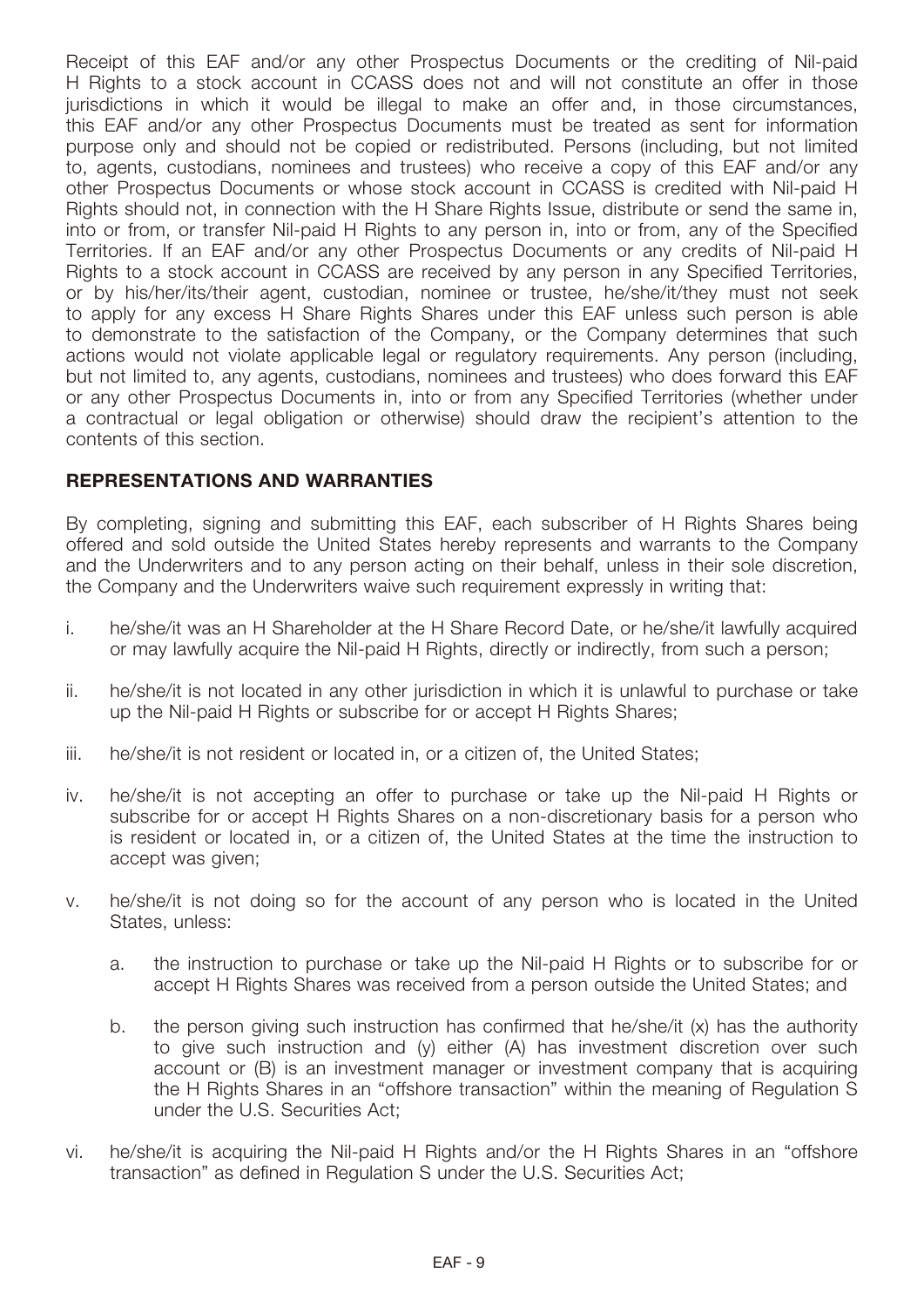Receipt of this EAF and/or any other Prospectus Documents or the crediting of Nil-paid H Rights to a stock account in CCASS does not and will not constitute an offer in those jurisdictions in which it would be illegal to make an offer and, in those circumstances, this EAF and/or any other Prospectus Documents must be treated as sent for information purpose only and should not be copied or redistributed. Persons (including, but not limited to, agents, custodians, nominees and trustees) who receive a copy of this EAF and/or any other Prospectus Documents or whose stock account in CCASS is credited with Nil-paid H Rights should not, in connection with the H Share Rights Issue, distribute or send the same in, into or from, or transfer Nil-paid H Rights to any person in, into or from, any of the Specified Territories. If an EAF and/or any other Prospectus Documents or any credits of Nil-paid H Rights to a stock account in CCASS are received by any person in any Specified Territories, or by his/her/its/their agent, custodian, nominee or trustee, he/she/it/they must not seek to apply for any excess H Share Rights Shares under this EAF unless such person is able to demonstrate to the satisfaction of the Company, or the Company determines that such actions would not violate applicable legal or regulatory requirements. Any person (including, but not limited to, any agents, custodians, nominees and trustees) who does forward this EAF or any other Prospectus Documents in, into or from any Specified Territories (whether under a contractual or legal obligation or otherwise) should draw the recipient's attention to the contents of this section.

## REPRESENTATIONS AND WARRANTIES

By completing, signing and submitting this EAF, each subscriber of H Rights Shares being offered and sold outside the United States hereby represents and warrants to the Company and the Underwriters and to any person acting on their behalf, unless in their sole discretion, the Company and the Underwriters waive such requirement expressly in writing that:

i. he/she/it was an H Shareholder at the H Share Record Date, or he/she/it lawfully acquired or may lawfully acquire the Nil-paid H Rights, directly or indirectly, from such a person;

ii. he/she/it is not located in any other jurisdiction in which it is unlawful to purchase or take up the Nil-paid H Rights or subscribe for or accept H Rights Shares;

iii. he/she/it is not resident or located in, or a citizen of, the United States;

iv. he/she/it is not accepting an offer to purchase or take up the Nil-paid H Rights or subscribe for or accept H Rights Shares on a non-discretionary basis for a person who is resident or located in, or a citizen of, the United States at the time the instruction to accept was given;

v. he/she/it is not doing so for the account of any person who is located in the United States, unless:

   a. the instruction to purchase or take up the Nil-paid H Rights or to subscribe for or accept H Rights Shares was received from a person outside the United States; and

   b. the person giving such instruction has confirmed that he/she/it (x) has the authority to give such instruction and (y) either (A) has investment discretion over such account or (B) is an investment manager or investment company that is acquiring the H Rights Shares in an "offshore transaction" within the meaning of Regulation S under the U.S. Securities Act;

vi. he/she/it is acquiring the Nil-paid H Rights and/or the H Rights Shares in an "offshore transaction" as defined in Regulation S under the U.S. Securities Act;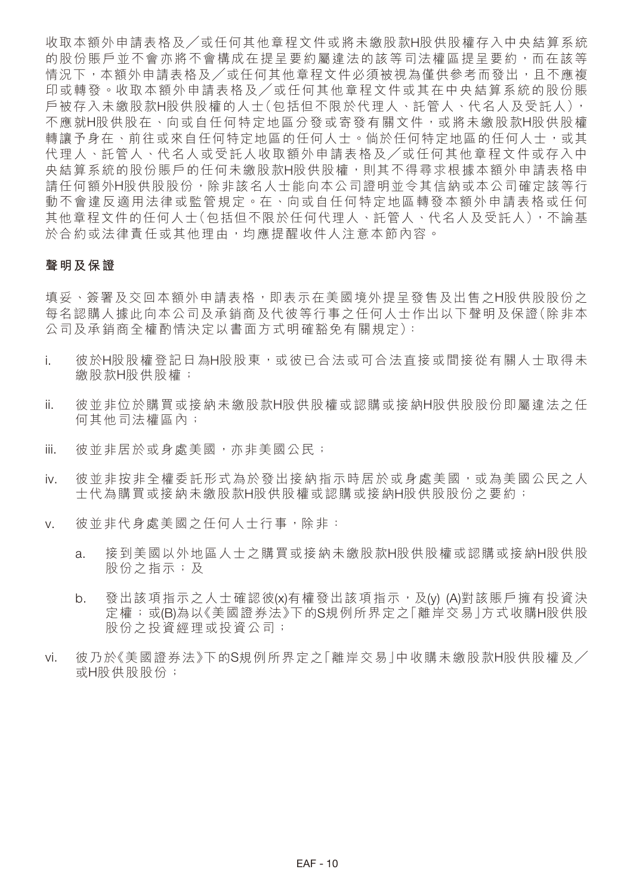收取本額外申請表格及／或任何其他章程文件或將未繳股款H股供股權存入中央結算系統的股份賬戶並不會亦將不會構成在提呈要約屬違法的該等司法權區提呈要約，而在該等情況下，本額外申請表格及／或任何其他章程文件必須被視為僅供參考而發出，且不應複印或轉發。收取本額外申請表格及／或任何其他章程文件或其在中央結算系統的股份賬戶被存入未繳股款H股供股權的人士（包括但不限於代理人、託管人、代名人及受託人），不應就H股供股在、向或自任何特定地區分發或寄發有關文件，或將未繳股款H股供股權轉讓予身在、前往或來自任何特定地區的任何人士。倘於任何特定地區的任何人士，或其代理人、託管人、代名人或受託人收取額外申請表格及／或任何其他章程文件或存入中央結算系統的股份賬戶的任何未繳股款H股供股權，則其不得尋求根據本額外申請表格申請任何額外H股供股股份，除非該名人士能向本公司證明並令其信納或本公司確定該等行動不會違反適用法律或監管規定。在、向或自任何特定地區轉發本額外申請表格或任何其他章程文件的任何人士（包括但不限於任何代理人、託管人、代名人及受託人），不論基於合約或法律責任或其他理由，均應提醒收件人注意本節內容。

**聲明及保證**

填妥、簽署及交回本額外申請表格，即表示在美國境外提呈發售及出售之H股供股股份之每名認購人據此向本公司及承銷商及代彼等行事之任何人士作出以下聲明及保證（除非本公司及承銷商全權酌情決定以書面方式明確豁免有關規定）：

i. 彼於H股股權登記日為H股股東，或彼已合法或可合法直接或間接從有關人士取得未繳股款H股供股權；

ii. 彼並非位於購買或接納未繳股款H股供股權或認購或接納H股供股股份即屬違法之任何其他司法權區內；

iii. 彼並非居於或身處美國，亦非美國公民；

iv. 彼並非按非全權委託形式為於發出接納指示時居於或身處美國，或為美國公民之人士代為購買或接納未繳股款H股供股權或認購或接納H股供股股份之要約；

v. 彼並非代身處美國之任何人士行事，除非：

  a. 接到美國以外地區人士之購買或接納未繳股款H股供股權或認購或接納H股供股股份之指示；及

  b. 發出該項指示之人士確認彼(x)有權發出該項指示，及(y) (A)對該賬戶擁有投資決定權；或(B)為以《美國證券法》下的S規例所界定之「離岸交易」方式收購H股供股股份之投資經理或投資公司；

vi. 彼乃於《美國證券法》下的S規例所界定之「離岸交易」中收購未繳股款H股供股權及／或H股供股股份；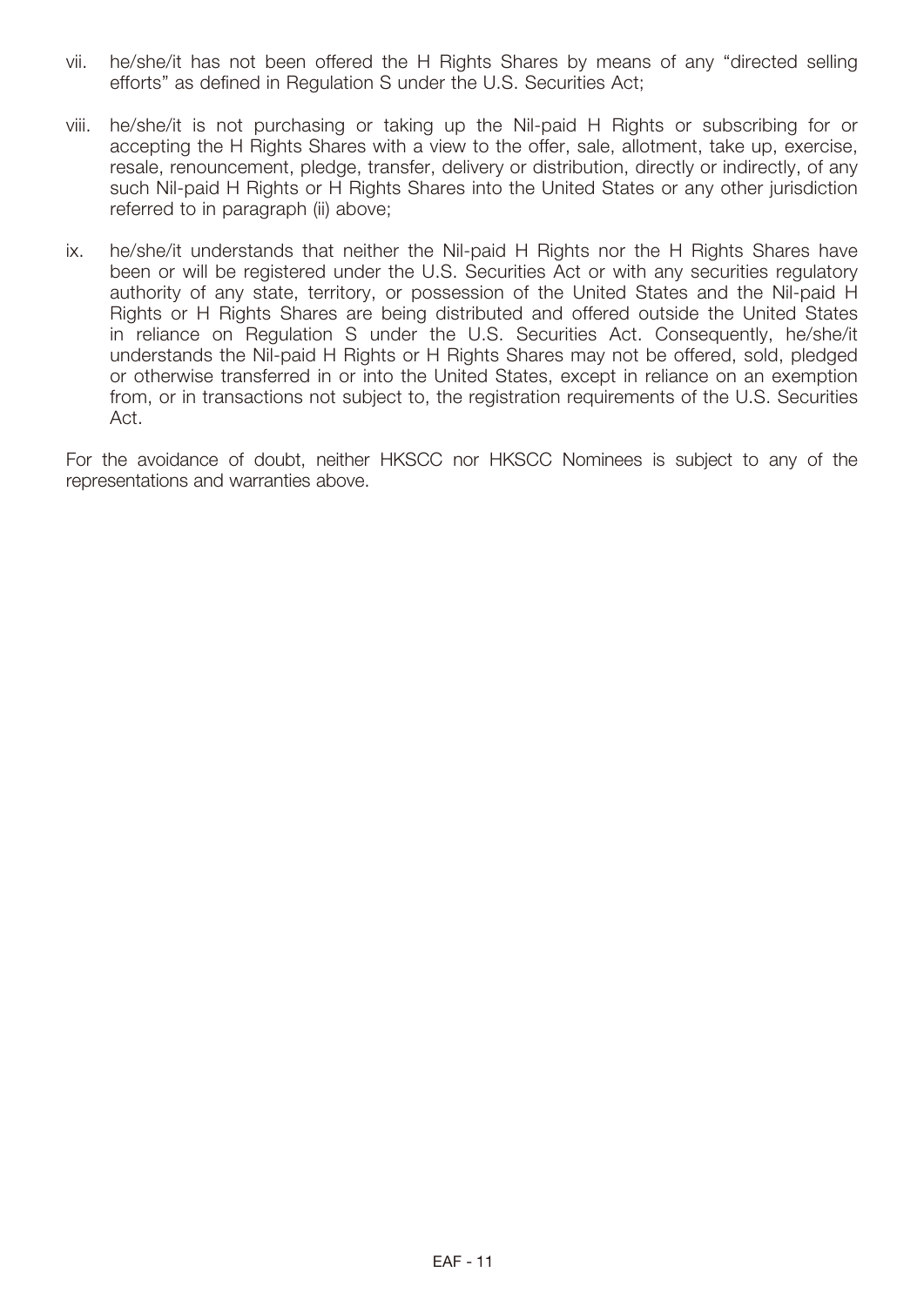vii. he/she/it has not been offered the H Rights Shares by means of any "directed selling efforts" as defined in Regulation S under the U.S. Securities Act;

viii. he/she/it is not purchasing or taking up the Nil-paid H Rights or subscribing for or accepting the H Rights Shares with a view to the offer, sale, allotment, take up, exercise, resale, renouncement, pledge, transfer, delivery or distribution, directly or indirectly, of any such Nil-paid H Rights or H Rights Shares into the United States or any other jurisdiction referred to in paragraph (ii) above;

ix. he/she/it understands that neither the Nil-paid H Rights nor the H Rights Shares have been or will be registered under the U.S. Securities Act or with any securities regulatory authority of any state, territory, or possession of the United States and the Nil-paid H Rights or H Rights Shares are being distributed and offered outside the United States in reliance on Regulation S under the U.S. Securities Act. Consequently, he/she/it understands the Nil-paid H Rights or H Rights Shares may not be offered, sold, pledged or otherwise transferred in or into the United States, except in reliance on an exemption from, or in transactions not subject to, the registration requirements of the U.S. Securities Act.

For the avoidance of doubt, neither HKSCC nor HKSCC Nominees is subject to any of the representations and warranties above.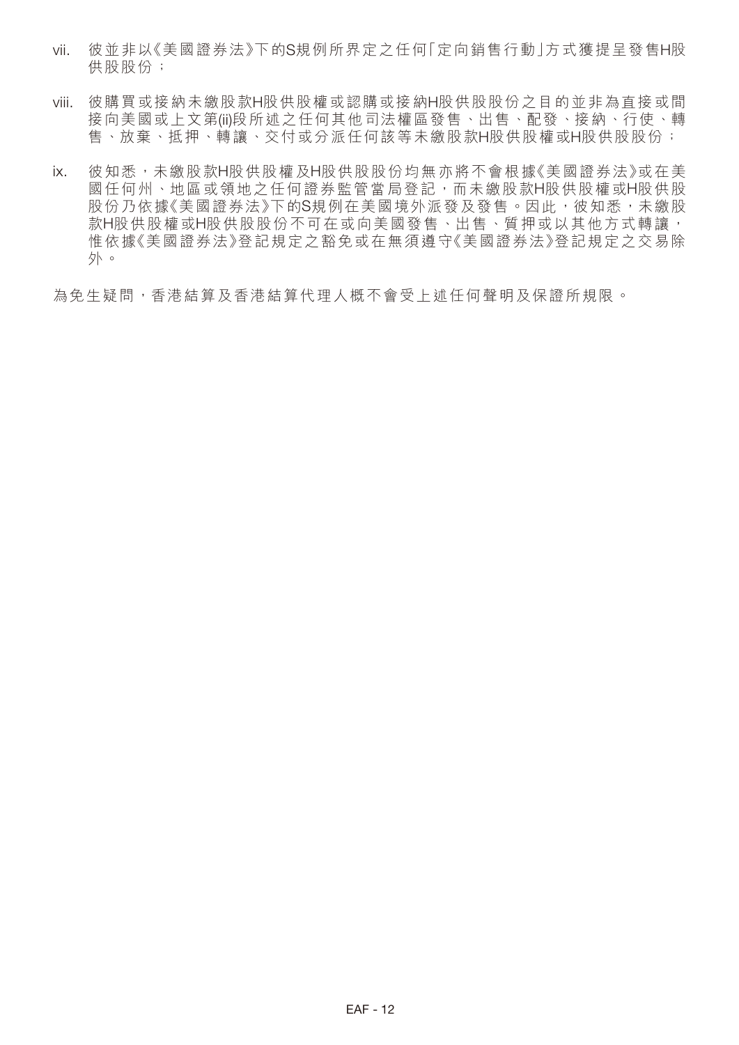vii. 彼並非以《美國證券法》下的S規例所界定之任何「定向銷售行動」方式獲提呈發售H股供股股份；

viii. 彼購買或接納未繳股款H股供股權或認購或接納H股供股股份之目的並非為直接或間接向美國或上文第(ii)段所述之任何其他司法權區發售、出售、配發、接納、行使、轉售、放棄、抵押、轉讓、交付或分派任何該等未繳股款H股供股權或H股供股股份；

ix. 彼知悉，未繳股款H股供股權及H股供股股份均無亦將不會根據《美國證券法》或在美國任何州、地區或領地之任何證券監管當局登記，而未繳股款H股供股權或H股供股股份乃依據《美國證券法》下的S規例在美國境外派發及發售。因此，彼知悉，未繳股款H股供股權或H股供股股份不可在或向美國發售、出售、質押或以其他方式轉讓，惟依據《美國證券法》登記規定之豁免或在無須遵守《美國證券法》登記規定之交易除外。

為免生疑問，香港結算及香港結算代理人概不會受上述任何聲明及保證所規限。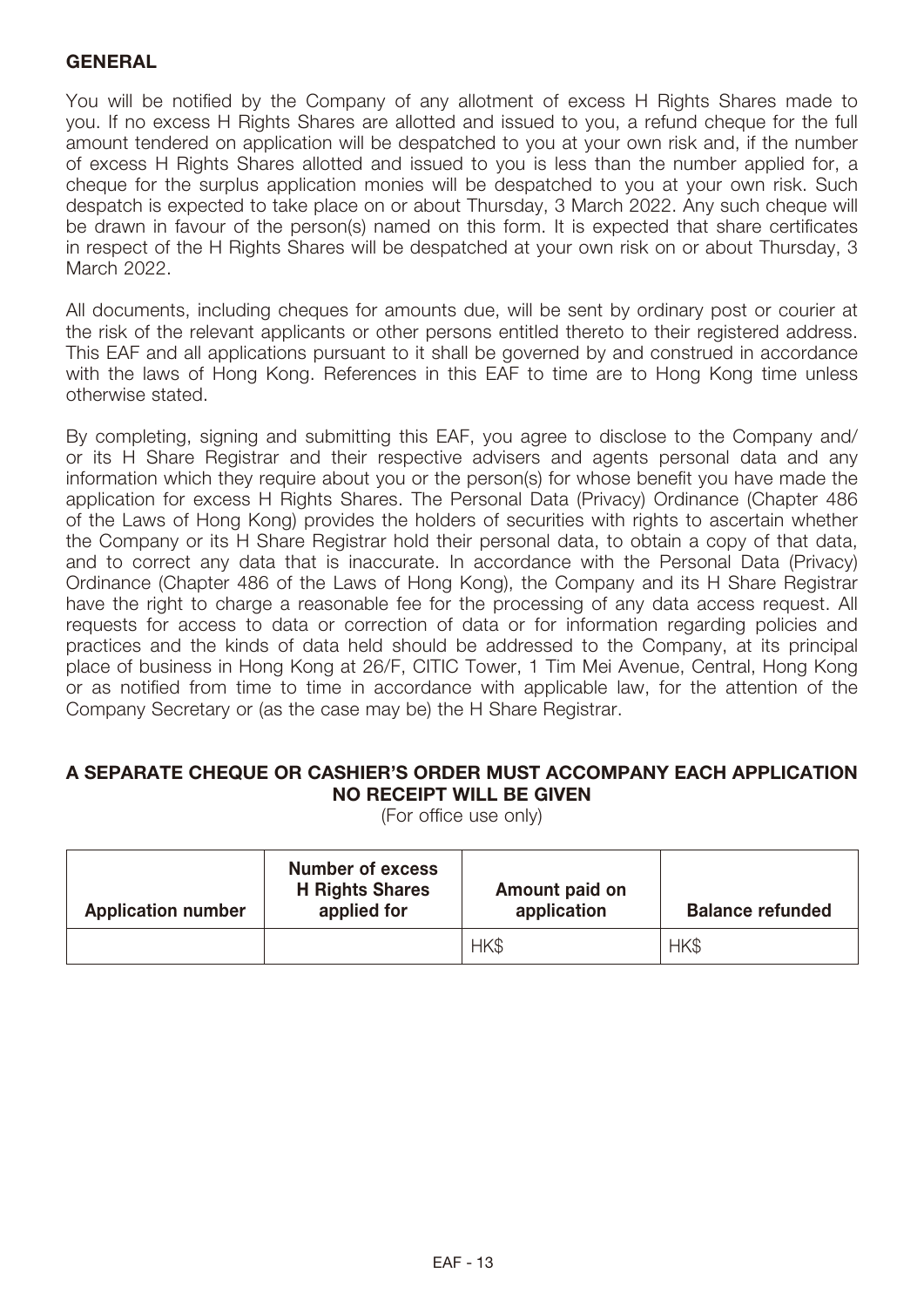## GENERAL

You will be notified by the Company of any allotment of excess H Rights Shares made to you. If no excess H Rights Shares are allotted and issued to you, a refund cheque for the full amount tendered on application will be despatched to you at your own risk and, if the number of excess H Rights Shares allotted and issued to you is less than the number applied for, a cheque for the surplus application monies will be despatched to you at your own risk. Such despatch is expected to take place on or about Thursday, 3 March 2022. Any such cheque will be drawn in favour of the person(s) named on this form. It is expected that share certificates in respect of the H Rights Shares will be despatched at your own risk on or about Thursday, 3 March 2022.

All documents, including cheques for amounts due, will be sent by ordinary post or courier at the risk of the relevant applicants or other persons entitled thereto to their registered address. This EAF and all applications pursuant to it shall be governed by and construed in accordance with the laws of Hong Kong. References in this EAF to time are to Hong Kong time unless otherwise stated.

By completing, signing and submitting this EAF, you agree to disclose to the Company and/or its H Share Registrar and their respective advisers and agents personal data and any information which they require about you or the person(s) for whose benefit you have made the application for excess H Rights Shares. The Personal Data (Privacy) Ordinance (Chapter 486 of the Laws of Hong Kong) provides the holders of securities with rights to ascertain whether the Company or its H Share Registrar hold their personal data, to obtain a copy of that data, and to correct any data that is inaccurate. In accordance with the Personal Data (Privacy) Ordinance (Chapter 486 of the Laws of Hong Kong), the Company and its H Share Registrar have the right to charge a reasonable fee for the processing of any data access request. All requests for access to data or correction of data or for information regarding policies and practices and the kinds of data held should be addressed to the Company, at its principal place of business in Hong Kong at 26/F, CITIC Tower, 1 Tim Mei Avenue, Central, Hong Kong or as notified from time to time in accordance with applicable law, for the attention of the Company Secretary or (as the case may be) the H Share Registrar.

**A SEPARATE CHEQUE OR CASHIER'S ORDER MUST ACCOMPANY EACH APPLICATION**
**NO RECEIPT WILL BE GIVEN**

(For office use only)

| Application number | Number of excess H Rights Shares applied for | Amount paid on application | Balance refunded |
|---|---|---|---|
| | | HK$ | HK$ |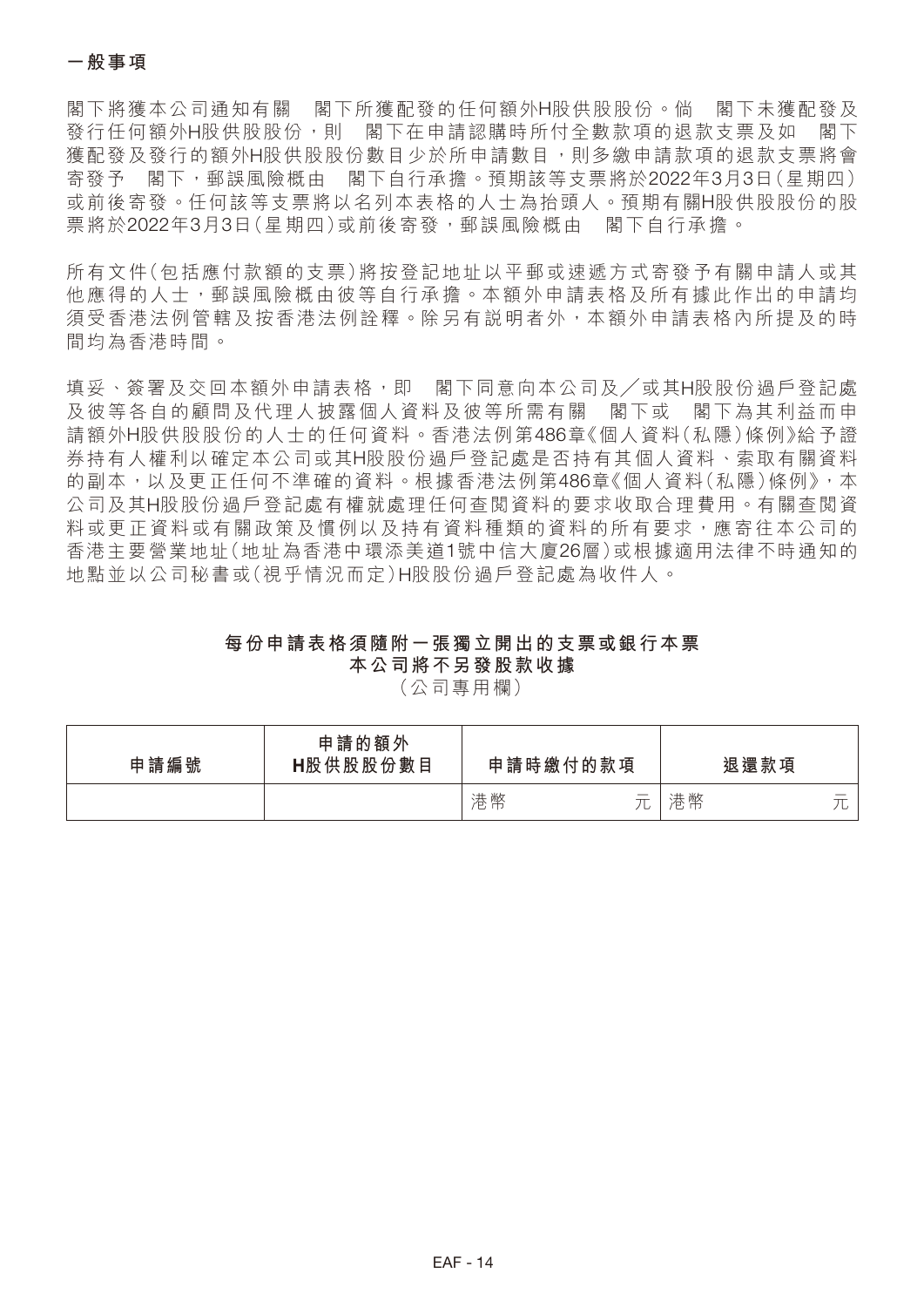## 一般事項

閣下將獲本公司通知有關 閣下所獲配發的任何額外H股供股股份。倘 閣下未獲配發及發行任何額外H股供股股份，則 閣下在申請認購時所付全數款項的退款支票及如 閣下獲配發及發行的額外H股供股股份數目少於所申請數目，則多繳申請款項的退款支票將會寄發予 閣下，郵誤風險概由 閣下自行承擔。預期該等支票將於2022年3月3日（星期四）或前後寄發。任何該等支票將以名列本表格的人士為抬頭人。預期有關H股供股股份的股票將於2022年3月3日（星期四）或前後寄發，郵誤風險概由 閣下自行承擔。

所有文件（包括應付款額的支票）將按登記地址以平郵或速遞方式寄發予有關申請人或其他應得的人士，郵誤風險概由彼等自行承擔。本額外申請表格及所有據此作出的申請均須受香港法例管轄及按香港法例詮釋。除另有説明者外，本額外申請表格內所提及的時間均為香港時間。

填妥、簽署及交回本額外申請表格，即 閣下同意向本公司及／或其H股股份過戶登記處及彼等各自的顧問及代理人披露個人資料及彼等所需有關 閣下或 閣下為其利益而申請額外H股供股股份的人士的任何資料。香港法例第486章《個人資料（私隱）條例》給予證券持有人權利以確定本公司或其H股股份過戶登記處是否持有其個人資料、索取有關資料的副本，以及更正任何不準確的資料。根據香港法例第486章《個人資料（私隱）條例》，本公司及其H股股份過戶登記處有權就處理任何查閱資料的要求收取合理費用。有關查閱資料或更正資料或有關政策及慣例以及持有資料種類的資料的所有要求，應寄往本公司的香港主要營業地址（地址為香港中環添美道1號中信大廈26層）或根據適用法律不時通知的地點並以公司秘書或（視乎情況而定）H股股份過戶登記處為收件人。

**每份申請表格須隨附一張獨立開出的支票或銀行本票**

**本公司將不另發股款收據**

（公司專用欄）

| 申請編號 | 申請的額外H股供股股份數目 | 申請時繳付的款項 | 退還款項 |
|---|---|---|---|
| | | 港幣　　元 | 港幣　　元 |